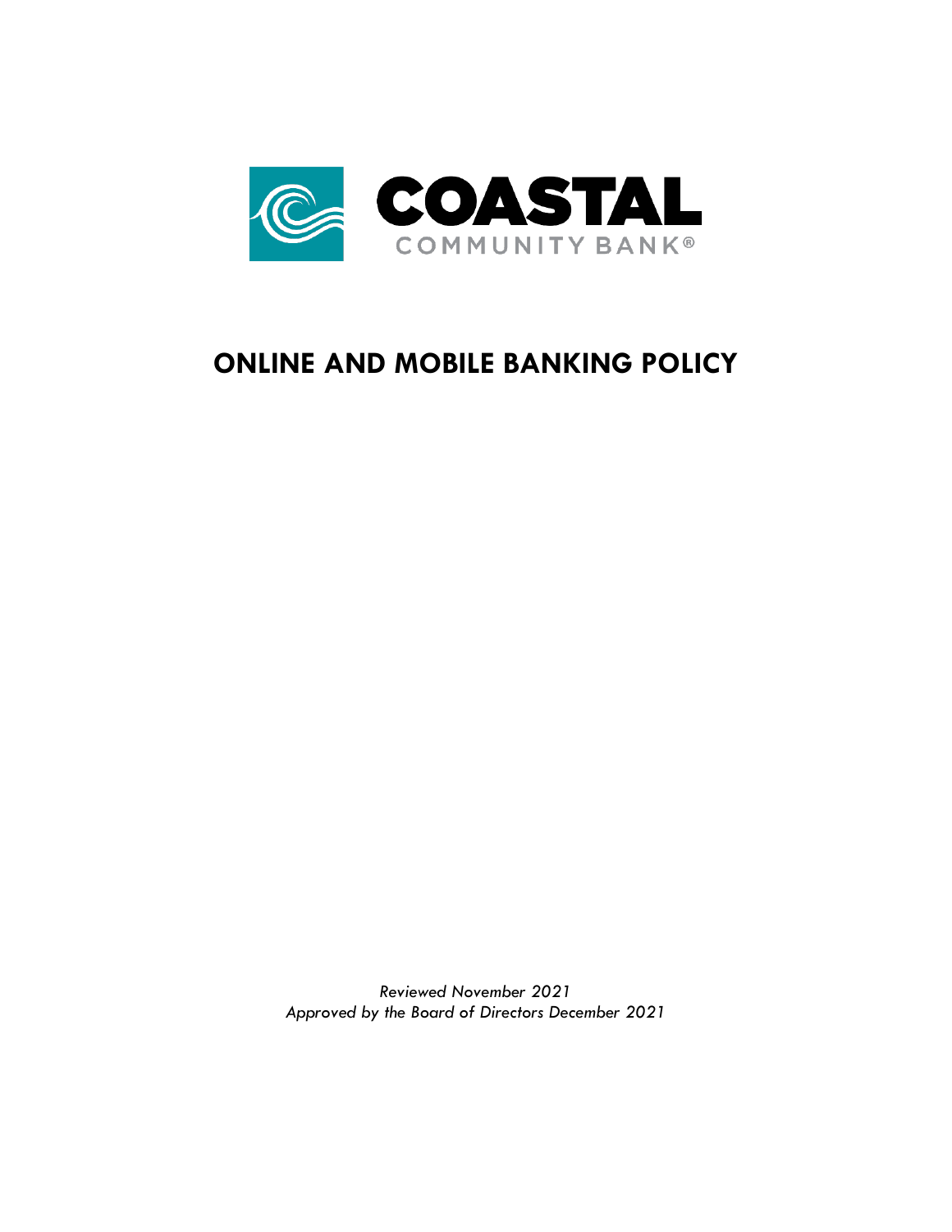COASTAL

COMMUNITY BANK®

# ONLINE AND MOBILE BANKING POLICY

*Reviewed November 2021*
*Approved by the Board of Directors December 2021*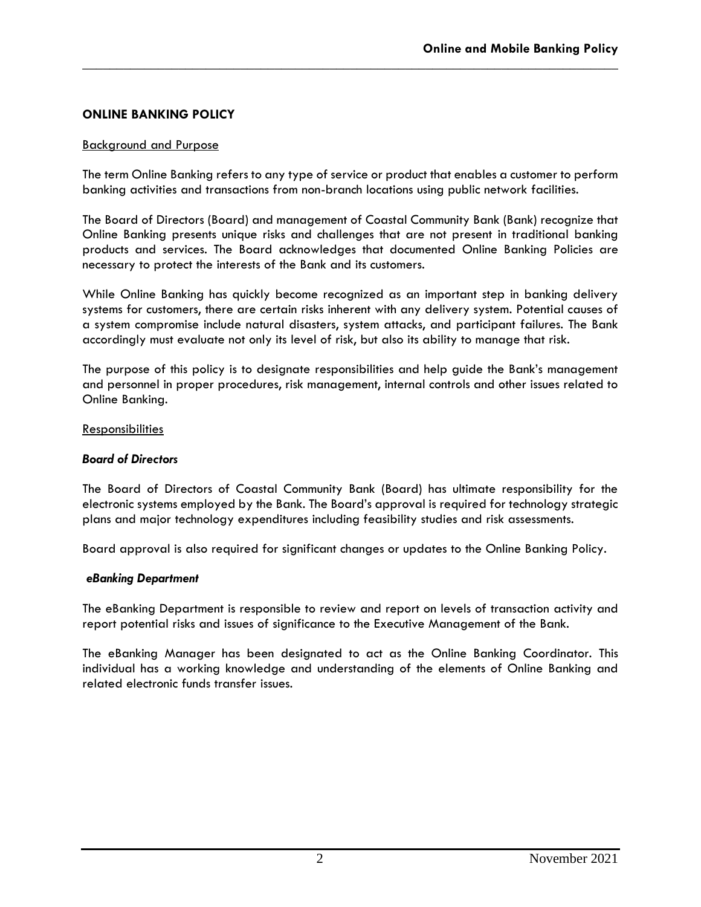## ONLINE BANKING POLICY

Background and Purpose

The term Online Banking refers to any type of service or product that enables a customer to perform banking activities and transactions from non-branch locations using public network facilities.

The Board of Directors (Board) and management of Coastal Community Bank (Bank) recognize that Online Banking presents unique risks and challenges that are not present in traditional banking products and services. The Board acknowledges that documented Online Banking Policies are necessary to protect the interests of the Bank and its customers.

While Online Banking has quickly become recognized as an important step in banking delivery systems for customers, there are certain risks inherent with any delivery system. Potential causes of a system compromise include natural disasters, system attacks, and participant failures. The Bank accordingly must evaluate not only its level of risk, but also its ability to manage that risk.

The purpose of this policy is to designate responsibilities and help guide the Bank's management and personnel in proper procedures, risk management, internal controls and other issues related to Online Banking.

Responsibilities

***Board of Directors***

The Board of Directors of Coastal Community Bank (Board) has ultimate responsibility for the electronic systems employed by the Bank. The Board's approval is required for technology strategic plans and major technology expenditures including feasibility studies and risk assessments.

Board approval is also required for significant changes or updates to the Online Banking Policy.

***eBanking Department***

The eBanking Department is responsible to review and report on levels of transaction activity and report potential risks and issues of significance to the Executive Management of the Bank.

The eBanking Manager has been designated to act as the Online Banking Coordinator. This individual has a working knowledge and understanding of the elements of Online Banking and related electronic funds transfer issues.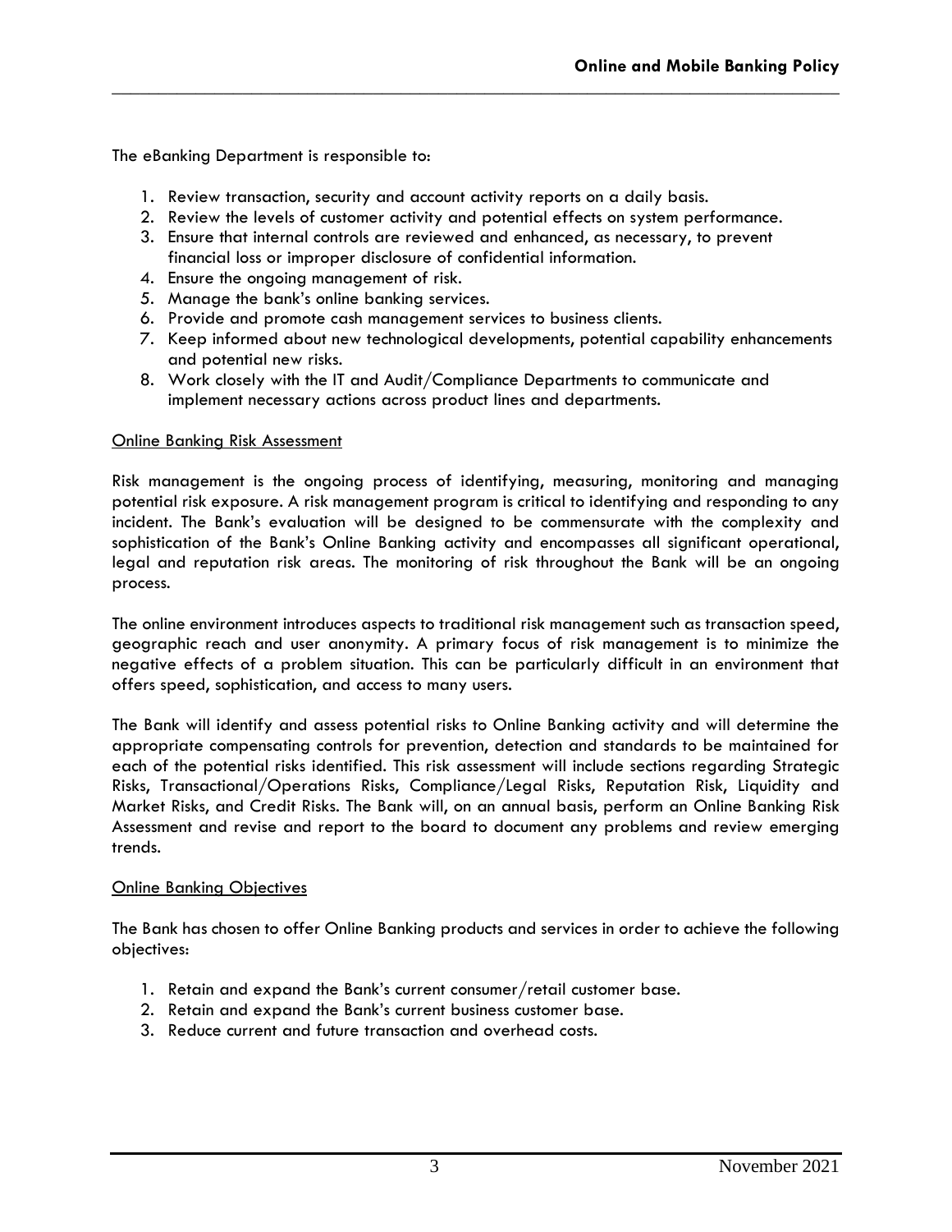The eBanking Department is responsible to:

1. Review transaction, security and account activity reports on a daily basis.
2. Review the levels of customer activity and potential effects on system performance.
3. Ensure that internal controls are reviewed and enhanced, as necessary, to prevent financial loss or improper disclosure of confidential information.
4. Ensure the ongoing management of risk.
5. Manage the bank's online banking services.
6. Provide and promote cash management services to business clients.
7. Keep informed about new technological developments, potential capability enhancements and potential new risks.
8. Work closely with the IT and Audit/Compliance Departments to communicate and implement necessary actions across product lines and departments.

## Online Banking Risk Assessment

Risk management is the ongoing process of identifying, measuring, monitoring and managing potential risk exposure. A risk management program is critical to identifying and responding to any incident. The Bank's evaluation will be designed to be commensurate with the complexity and sophistication of the Bank's Online Banking activity and encompasses all significant operational, legal and reputation risk areas. The monitoring of risk throughout the Bank will be an ongoing process.

The online environment introduces aspects to traditional risk management such as transaction speed, geographic reach and user anonymity. A primary focus of risk management is to minimize the negative effects of a problem situation. This can be particularly difficult in an environment that offers speed, sophistication, and access to many users.

The Bank will identify and assess potential risks to Online Banking activity and will determine the appropriate compensating controls for prevention, detection and standards to be maintained for each of the potential risks identified. This risk assessment will include sections regarding Strategic Risks, Transactional/Operations Risks, Compliance/Legal Risks, Reputation Risk, Liquidity and Market Risks, and Credit Risks. The Bank will, on an annual basis, perform an Online Banking Risk Assessment and revise and report to the board to document any problems and review emerging trends.

## Online Banking Objectives

The Bank has chosen to offer Online Banking products and services in order to achieve the following objectives:

1. Retain and expand the Bank's current consumer/retail customer base.
2. Retain and expand the Bank's current business customer base.
3. Reduce current and future transaction and overhead costs.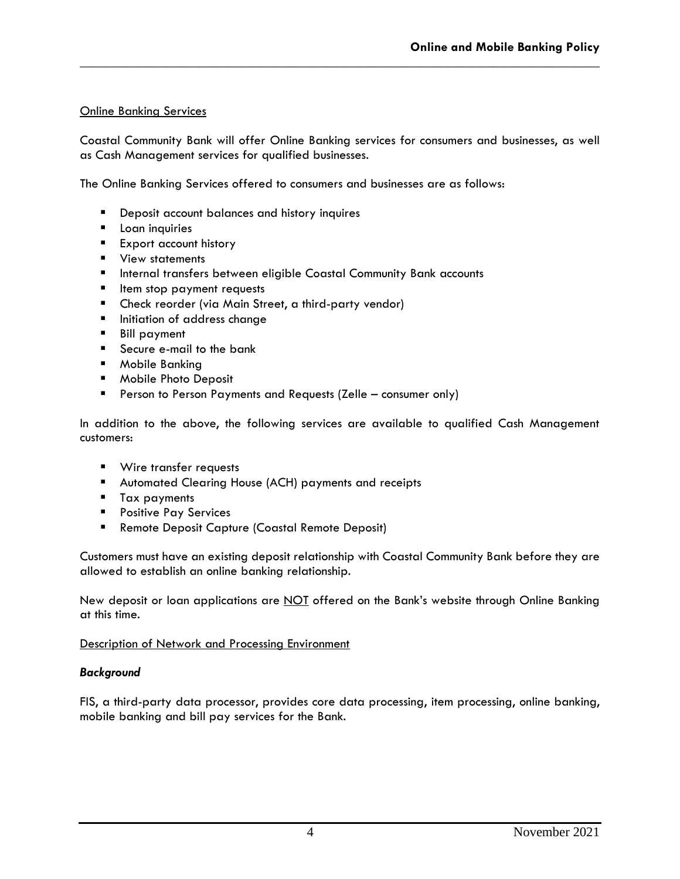Online Banking Services

Coastal Community Bank will offer Online Banking services for consumers and businesses, as well as Cash Management services for qualified businesses.

The Online Banking Services offered to consumers and businesses are as follows:

- Deposit account balances and history inquires
- Loan inquiries
- Export account history
- View statements
- Internal transfers between eligible Coastal Community Bank accounts
- Item stop payment requests
- Check reorder (via Main Street, a third-party vendor)
- Initiation of address change
- Bill payment
- Secure e-mail to the bank
- Mobile Banking
- Mobile Photo Deposit
- Person to Person Payments and Requests (Zelle – consumer only)

In addition to the above, the following services are available to qualified Cash Management customers:

- Wire transfer requests
- Automated Clearing House (ACH) payments and receipts
- Tax payments
- Positive Pay Services
- Remote Deposit Capture (Coastal Remote Deposit)

Customers must have an existing deposit relationship with Coastal Community Bank before they are allowed to establish an online banking relationship.

New deposit or loan applications are NOT offered on the Bank's website through Online Banking at this time.

Description of Network and Processing Environment

***Background***

FIS, a third-party data processor, provides core data processing, item processing, online banking, mobile banking and bill pay services for the Bank.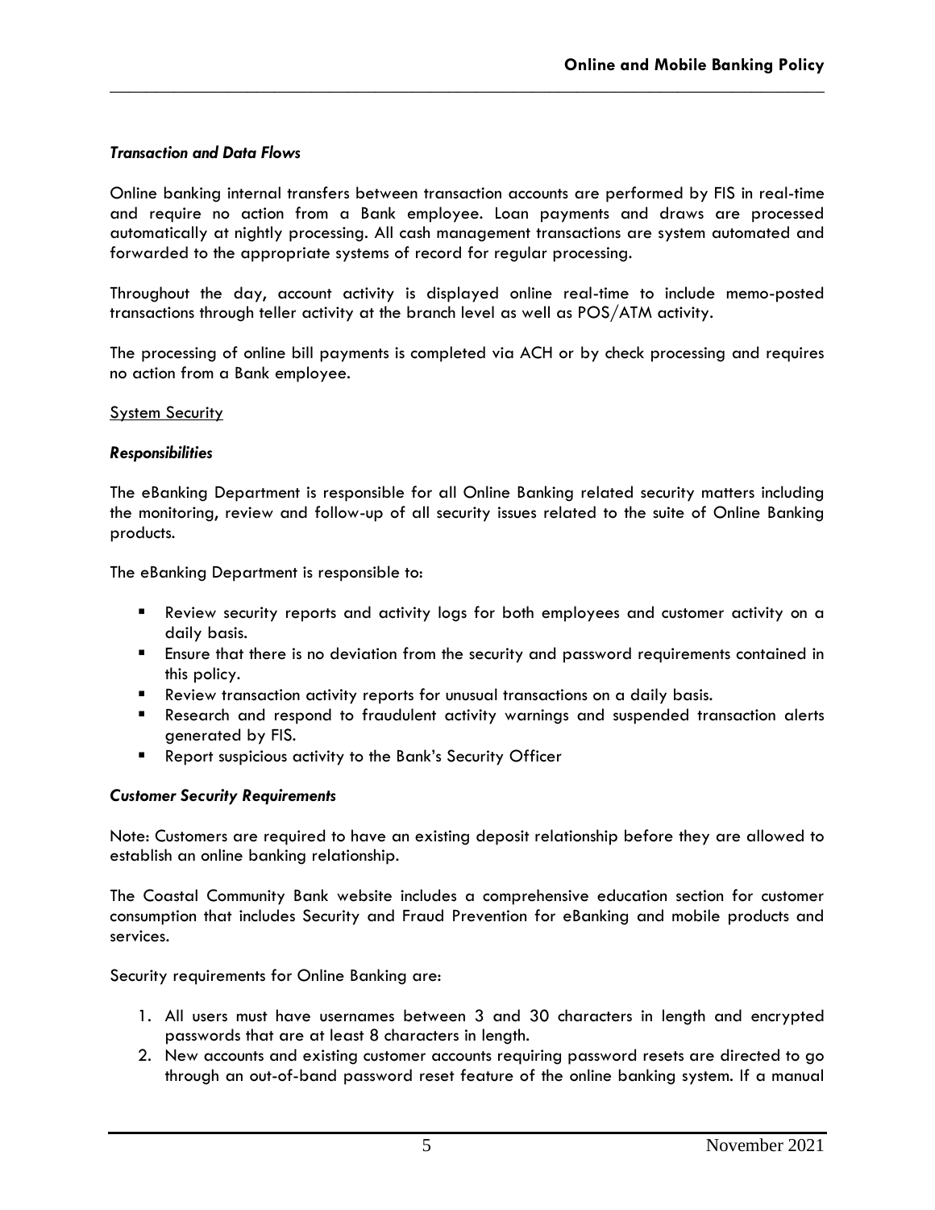***Transaction and Data Flows***

Online banking internal transfers between transaction accounts are performed by FIS in real-time and require no action from a Bank employee. Loan payments and draws are processed automatically at nightly processing. All cash management transactions are system automated and forwarded to the appropriate systems of record for regular processing.

Throughout the day, account activity is displayed online real-time to include memo-posted transactions through teller activity at the branch level as well as POS/ATM activity.

The processing of online bill payments is completed via ACH or by check processing and requires no action from a Bank employee.

<u>System Security</u>

***Responsibilities***

The eBanking Department is responsible for all Online Banking related security matters including the monitoring, review and follow-up of all security issues related to the suite of Online Banking products.

The eBanking Department is responsible to:

- Review security reports and activity logs for both employees and customer activity on a daily basis.
- Ensure that there is no deviation from the security and password requirements contained in this policy.
- Review transaction activity reports for unusual transactions on a daily basis.
- Research and respond to fraudulent activity warnings and suspended transaction alerts generated by FIS.
- Report suspicious activity to the Bank's Security Officer

***Customer Security Requirements***

Note: Customers are required to have an existing deposit relationship before they are allowed to establish an online banking relationship.

The Coastal Community Bank website includes a comprehensive education section for customer consumption that includes Security and Fraud Prevention for eBanking and mobile products and services.

Security requirements for Online Banking are:

1. All users must have usernames between 3 and 30 characters in length and encrypted passwords that are at least 8 characters in length.
2. New accounts and existing customer accounts requiring password resets are directed to go through an out-of-band password reset feature of the online banking system. If a manual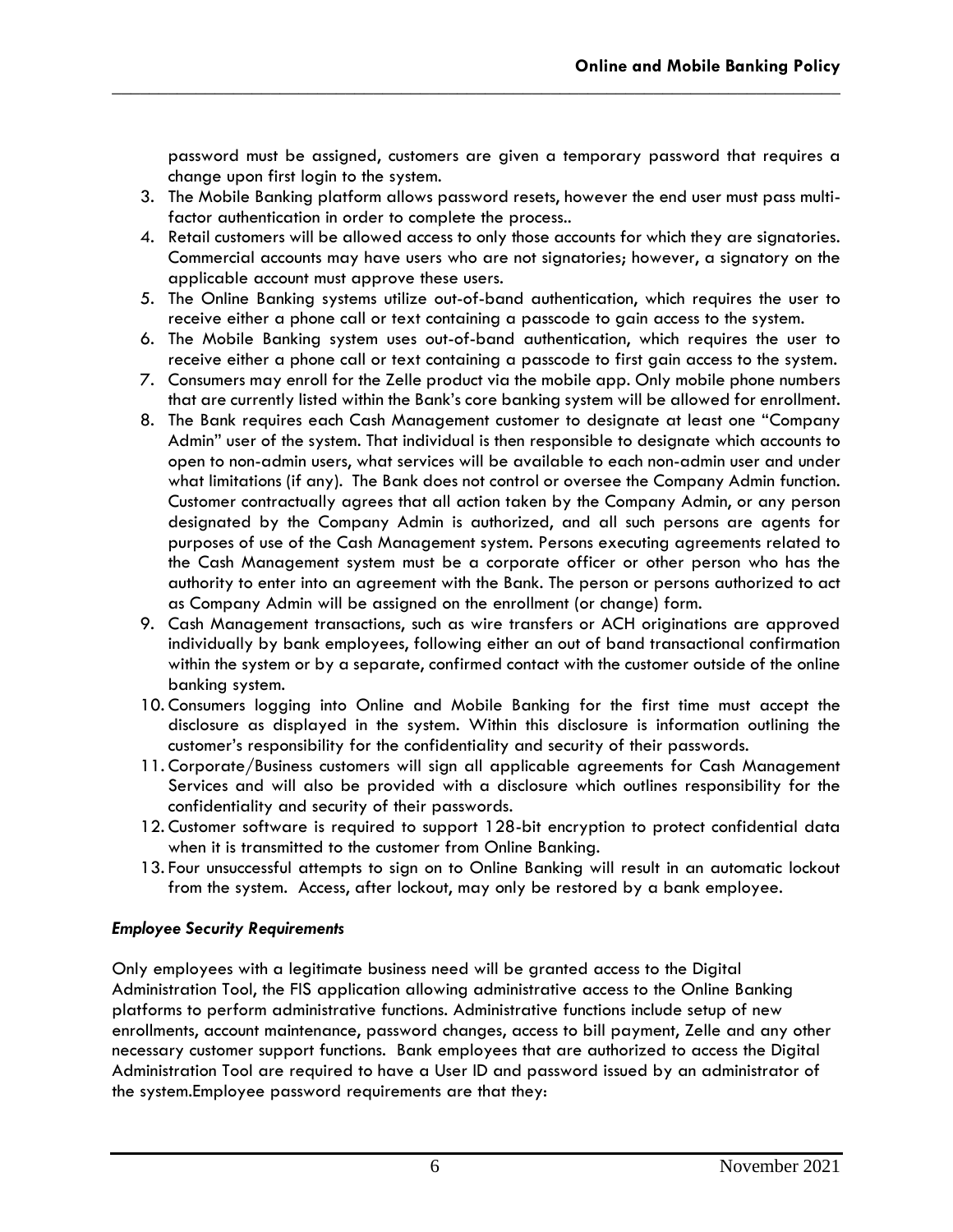password must be assigned, customers are given a temporary password that requires a change upon first login to the system.

3. The Mobile Banking platform allows password resets, however the end user must pass multi-factor authentication in order to complete the process..
4. Retail customers will be allowed access to only those accounts for which they are signatories. Commercial accounts may have users who are not signatories; however, a signatory on the applicable account must approve these users.
5. The Online Banking systems utilize out-of-band authentication, which requires the user to receive either a phone call or text containing a passcode to gain access to the system.
6. The Mobile Banking system uses out-of-band authentication, which requires the user to receive either a phone call or text containing a passcode to first gain access to the system.
7. Consumers may enroll for the Zelle product via the mobile app. Only mobile phone numbers that are currently listed within the Bank's core banking system will be allowed for enrollment.
8. The Bank requires each Cash Management customer to designate at least one "Company Admin" user of the system. That individual is then responsible to designate which accounts to open to non-admin users, what services will be available to each non-admin user and under what limitations (if any). The Bank does not control or oversee the Company Admin function. Customer contractually agrees that all action taken by the Company Admin, or any person designated by the Company Admin is authorized, and all such persons are agents for purposes of use of the Cash Management system. Persons executing agreements related to the Cash Management system must be a corporate officer or other person who has the authority to enter into an agreement with the Bank. The person or persons authorized to act as Company Admin will be assigned on the enrollment (or change) form.
9. Cash Management transactions, such as wire transfers or ACH originations are approved individually by bank employees, following either an out of band transactional confirmation within the system or by a separate, confirmed contact with the customer outside of the online banking system.
10. Consumers logging into Online and Mobile Banking for the first time must accept the disclosure as displayed in the system. Within this disclosure is information outlining the customer's responsibility for the confidentiality and security of their passwords.
11. Corporate/Business customers will sign all applicable agreements for Cash Management Services and will also be provided with a disclosure which outlines responsibility for the confidentiality and security of their passwords.
12. Customer software is required to support 128-bit encryption to protect confidential data when it is transmitted to the customer from Online Banking.
13. Four unsuccessful attempts to sign on to Online Banking will result in an automatic lockout from the system. Access, after lockout, may only be restored by a bank employee.

***Employee Security Requirements***

Only employees with a legitimate business need will be granted access to the Digital Administration Tool, the FIS application allowing administrative access to the Online Banking platforms to perform administrative functions. Administrative functions include setup of new enrollments, account maintenance, password changes, access to bill payment, Zelle and any other necessary customer support functions. Bank employees that are authorized to access the Digital Administration Tool are required to have a User ID and password issued by an administrator of the system.Employee password requirements are that they: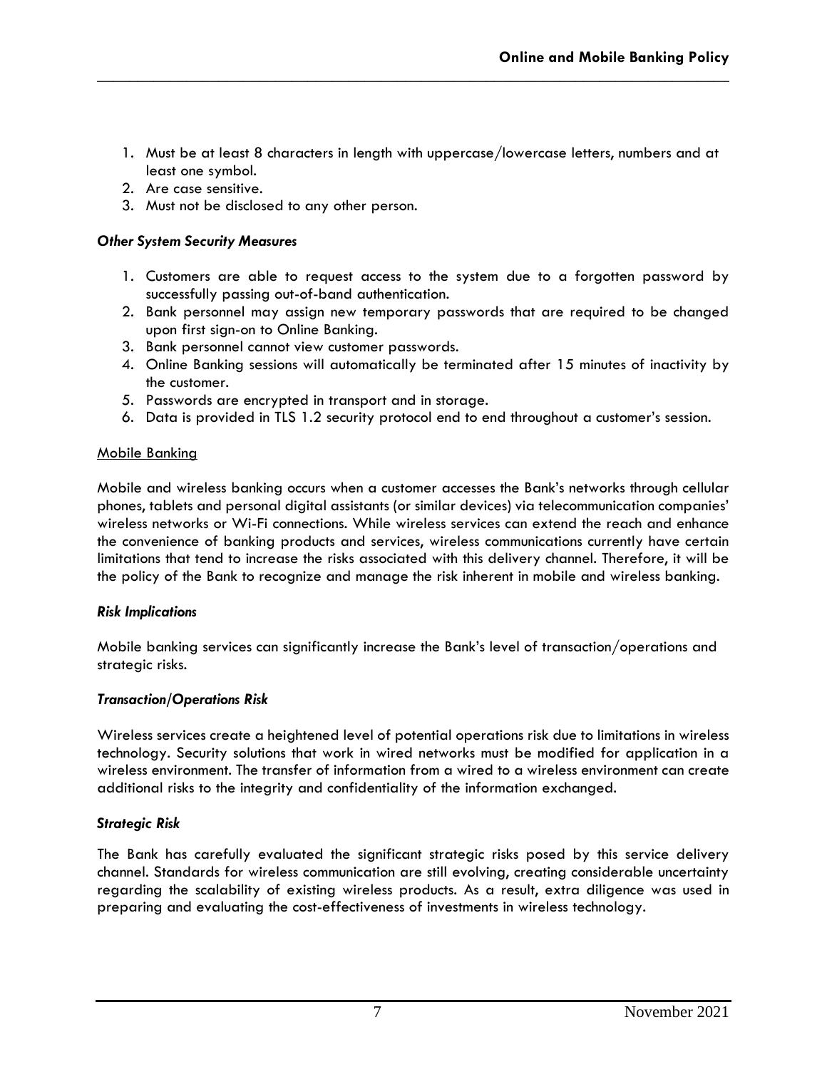1. Must be at least 8 characters in length with uppercase/lowercase letters, numbers and at least one symbol.
2. Are case sensitive.
3. Must not be disclosed to any other person.

***Other System Security Measures***

1. Customers are able to request access to the system due to a forgotten password by successfully passing out-of-band authentication.
2. Bank personnel may assign new temporary passwords that are required to be changed upon first sign-on to Online Banking.
3. Bank personnel cannot view customer passwords.
4. Online Banking sessions will automatically be terminated after 15 minutes of inactivity by the customer.
5. Passwords are encrypted in transport and in storage.
6. Data is provided in TLS 1.2 security protocol end to end throughout a customer's session.

<u>Mobile Banking</u>

Mobile and wireless banking occurs when a customer accesses the Bank's networks through cellular phones, tablets and personal digital assistants (or similar devices) via telecommunication companies' wireless networks or Wi-Fi connections. While wireless services can extend the reach and enhance the convenience of banking products and services, wireless communications currently have certain limitations that tend to increase the risks associated with this delivery channel. Therefore, it will be the policy of the Bank to recognize and manage the risk inherent in mobile and wireless banking.

***Risk Implications***

Mobile banking services can significantly increase the Bank's level of transaction/operations and strategic risks.

***Transaction/Operations Risk***

Wireless services create a heightened level of potential operations risk due to limitations in wireless technology. Security solutions that work in wired networks must be modified for application in a wireless environment. The transfer of information from a wired to a wireless environment can create additional risks to the integrity and confidentiality of the information exchanged.

***Strategic Risk***

The Bank has carefully evaluated the significant strategic risks posed by this service delivery channel. Standards for wireless communication are still evolving, creating considerable uncertainty regarding the scalability of existing wireless products. As a result, extra diligence was used in preparing and evaluating the cost-effectiveness of investments in wireless technology.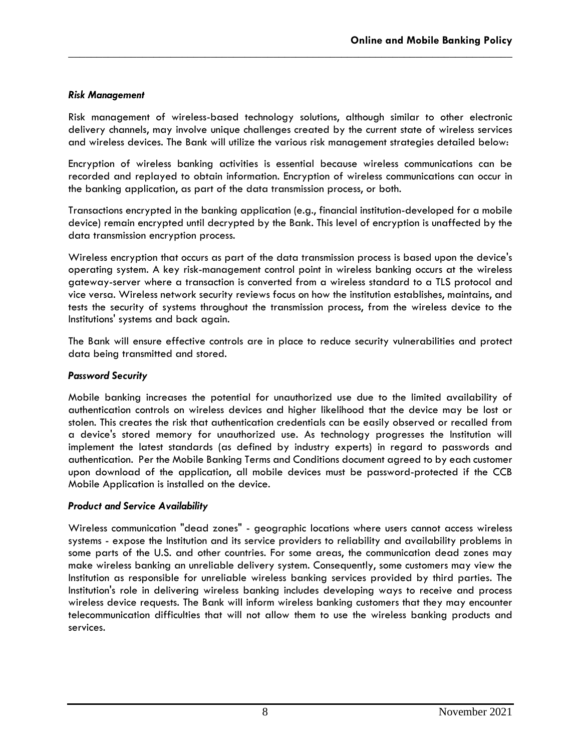### *Risk Management*

Risk management of wireless-based technology solutions, although similar to other electronic delivery channels, may involve unique challenges created by the current state of wireless services and wireless devices. The Bank will utilize the various risk management strategies detailed below:

Encryption of wireless banking activities is essential because wireless communications can be recorded and replayed to obtain information. Encryption of wireless communications can occur in the banking application, as part of the data transmission process, or both.

Transactions encrypted in the banking application (e.g., financial institution-developed for a mobile device) remain encrypted until decrypted by the Bank. This level of encryption is unaffected by the data transmission encryption process.

Wireless encryption that occurs as part of the data transmission process is based upon the device's operating system. A key risk-management control point in wireless banking occurs at the wireless gateway-server where a transaction is converted from a wireless standard to a TLS protocol and vice versa. Wireless network security reviews focus on how the institution establishes, maintains, and tests the security of systems throughout the transmission process, from the wireless device to the Institutions' systems and back again.

The Bank will ensure effective controls are in place to reduce security vulnerabilities and protect data being transmitted and stored.

### *Password Security*

Mobile banking increases the potential for unauthorized use due to the limited availability of authentication controls on wireless devices and higher likelihood that the device may be lost or stolen. This creates the risk that authentication credentials can be easily observed or recalled from a device's stored memory for unauthorized use. As technology progresses the Institution will implement the latest standards (as defined by industry experts) in regard to passwords and authentication. Per the Mobile Banking Terms and Conditions document agreed to by each customer upon download of the application, all mobile devices must be password-protected if the CCB Mobile Application is installed on the device.

### *Product and Service Availability*

Wireless communication "dead zones" - geographic locations where users cannot access wireless systems - expose the Institution and its service providers to reliability and availability problems in some parts of the U.S. and other countries. For some areas, the communication dead zones may make wireless banking an unreliable delivery system. Consequently, some customers may view the Institution as responsible for unreliable wireless banking services provided by third parties. The Institution's role in delivering wireless banking includes developing ways to receive and process wireless device requests. The Bank will inform wireless banking customers that they may encounter telecommunication difficulties that will not allow them to use the wireless banking products and services.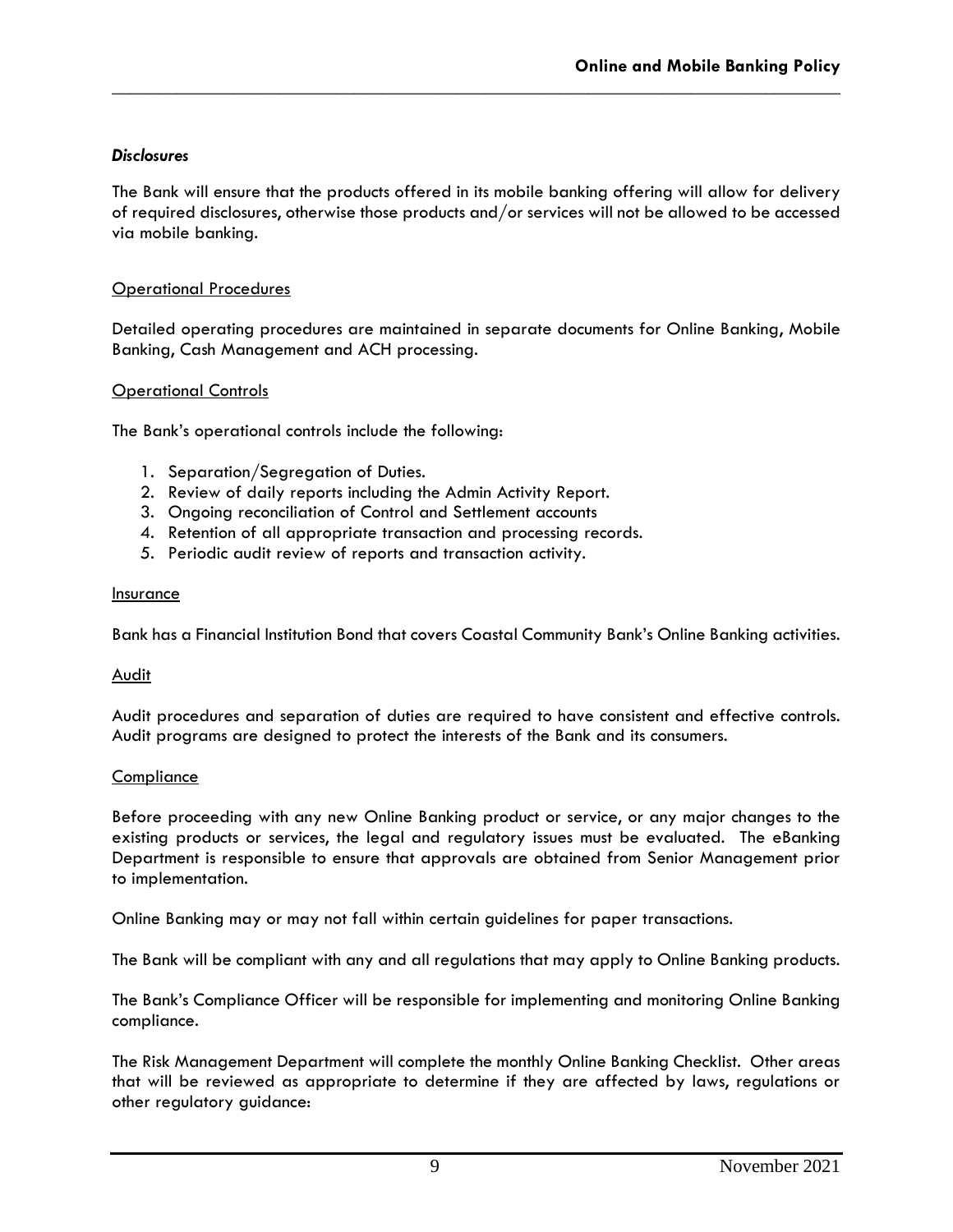***Disclosures***

The Bank will ensure that the products offered in its mobile banking offering will allow for delivery of required disclosures, otherwise those products and/or services will not be allowed to be accessed via mobile banking.

## Operational Procedures

Detailed operating procedures are maintained in separate documents for Online Banking, Mobile Banking, Cash Management and ACH processing.

## Operational Controls

The Bank's operational controls include the following:

1. Separation/Segregation of Duties.
2. Review of daily reports including the Admin Activity Report.
3. Ongoing reconciliation of Control and Settlement accounts
4. Retention of all appropriate transaction and processing records.
5. Periodic audit review of reports and transaction activity.

## Insurance

Bank has a Financial Institution Bond that covers Coastal Community Bank's Online Banking activities.

## Audit

Audit procedures and separation of duties are required to have consistent and effective controls. Audit programs are designed to protect the interests of the Bank and its consumers.

## Compliance

Before proceeding with any new Online Banking product or service, or any major changes to the existing products or services, the legal and regulatory issues must be evaluated. The eBanking Department is responsible to ensure that approvals are obtained from Senior Management prior to implementation.

Online Banking may or may not fall within certain guidelines for paper transactions.

The Bank will be compliant with any and all regulations that may apply to Online Banking products.

The Bank's Compliance Officer will be responsible for implementing and monitoring Online Banking compliance.

The Risk Management Department will complete the monthly Online Banking Checklist. Other areas that will be reviewed as appropriate to determine if they are affected by laws, regulations or other regulatory guidance: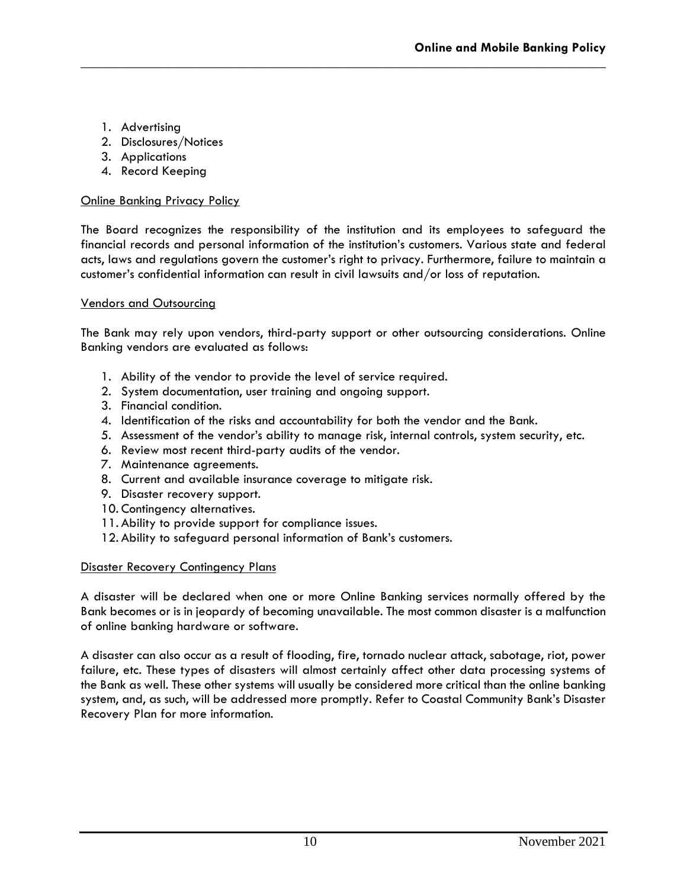1. Advertising
2. Disclosures/Notices
3. Applications
4. Record Keeping

Online Banking Privacy Policy

The Board recognizes the responsibility of the institution and its employees to safeguard the financial records and personal information of the institution's customers. Various state and federal acts, laws and regulations govern the customer's right to privacy. Furthermore, failure to maintain a customer's confidential information can result in civil lawsuits and/or loss of reputation.

Vendors and Outsourcing

The Bank may rely upon vendors, third-party support or other outsourcing considerations. Online Banking vendors are evaluated as follows:

1. Ability of the vendor to provide the level of service required.
2. System documentation, user training and ongoing support.
3. Financial condition.
4. Identification of the risks and accountability for both the vendor and the Bank.
5. Assessment of the vendor's ability to manage risk, internal controls, system security, etc.
6. Review most recent third-party audits of the vendor.
7. Maintenance agreements.
8. Current and available insurance coverage to mitigate risk.
9. Disaster recovery support.
10. Contingency alternatives.
11. Ability to provide support for compliance issues.
12. Ability to safeguard personal information of Bank's customers.

Disaster Recovery Contingency Plans

A disaster will be declared when one or more Online Banking services normally offered by the Bank becomes or is in jeopardy of becoming unavailable. The most common disaster is a malfunction of online banking hardware or software.

A disaster can also occur as a result of flooding, fire, tornado nuclear attack, sabotage, riot, power failure, etc. These types of disasters will almost certainly affect other data processing systems of the Bank as well. These other systems will usually be considered more critical than the online banking system, and, as such, will be addressed more promptly. Refer to Coastal Community Bank's Disaster Recovery Plan for more information.